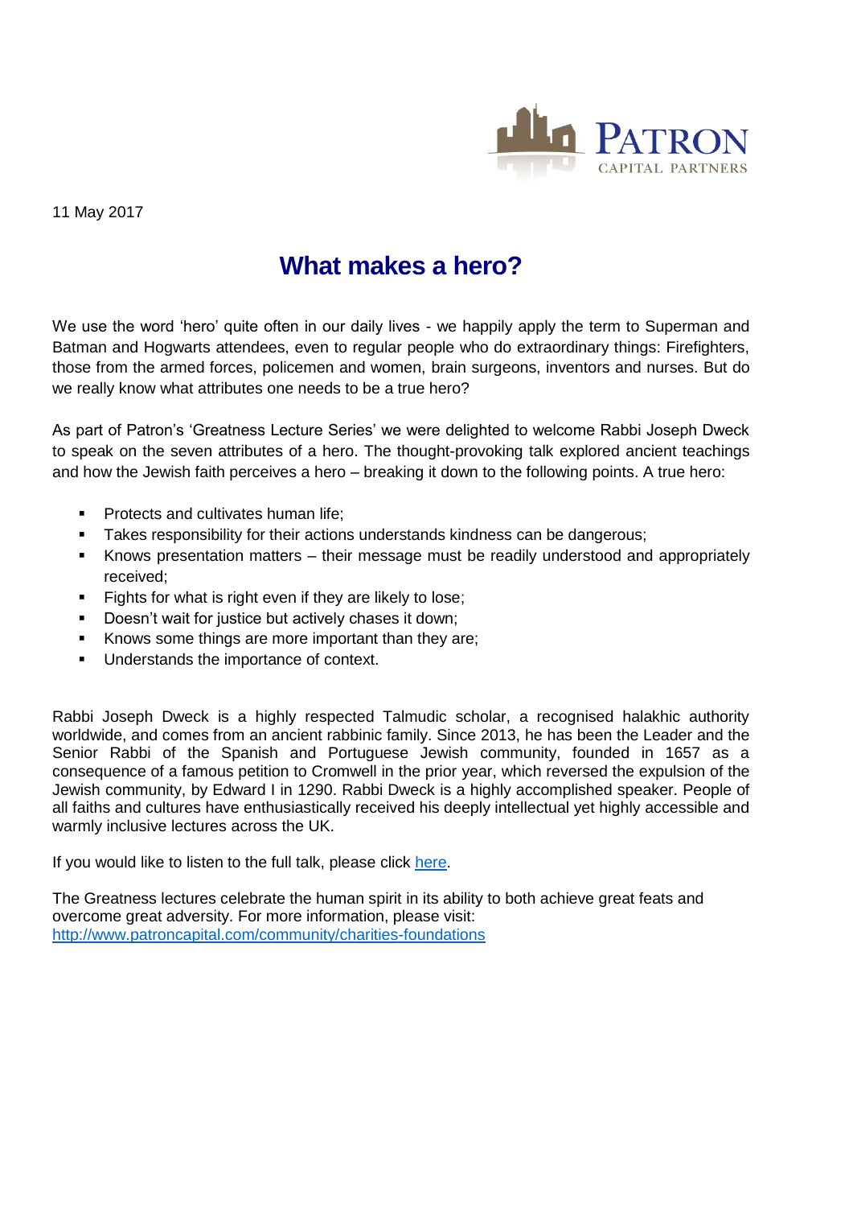11 May 2017

# What makes a hero?

We use the word 'hero' quite often in our daily lives - we happily apply the term to Superman and Batman and Hogwarts attendees, even to regular people who do extraordinary things: Firefighters, those from the armed forces, policemen and women, brain surgeons, inventors and nurses. But do we really know what attributes one needs to be a true hero?

As part of Patron's 'Greatness Lecture Series' we were delighted to welcome Rabbi Joseph Dweck to speak on the seven attributes of a hero. The thought-provoking talk explored ancient teachings and how the Jewish faith perceives a hero – breaking it down to the following points. A true hero:

- Protects and cultivates human life;
- Takes responsibility for their actions understands kindness can be dangerous;
- Knows presentation matters – their message must be readily understood and appropriately received;
- Fights for what is right even if they are likely to lose;
- Doesn't wait for justice but actively chases it down;
- Knows some things are more important than they are;
- Understands the importance of context.

Rabbi Joseph Dweck is a highly respected Talmudic scholar, a recognised halakhic authority worldwide, and comes from an ancient rabbinic family. Since 2013, he has been the Leader and the Senior Rabbi of the Spanish and Portuguese Jewish community, founded in 1657 as a consequence of a famous petition to Cromwell in the prior year, which reversed the expulsion of the Jewish community, by Edward I in 1290. Rabbi Dweck is a highly accomplished speaker. People of all faiths and cultures have enthusiastically received his deeply intellectual yet highly accessible and warmly inclusive lectures across the UK.

If you would like to listen to the full talk, please click here.

The Greatness lectures celebrate the human spirit in its ability to both achieve great feats and overcome great adversity. For more information, please visit: http://www.patroncapital.com/community/charities-foundations